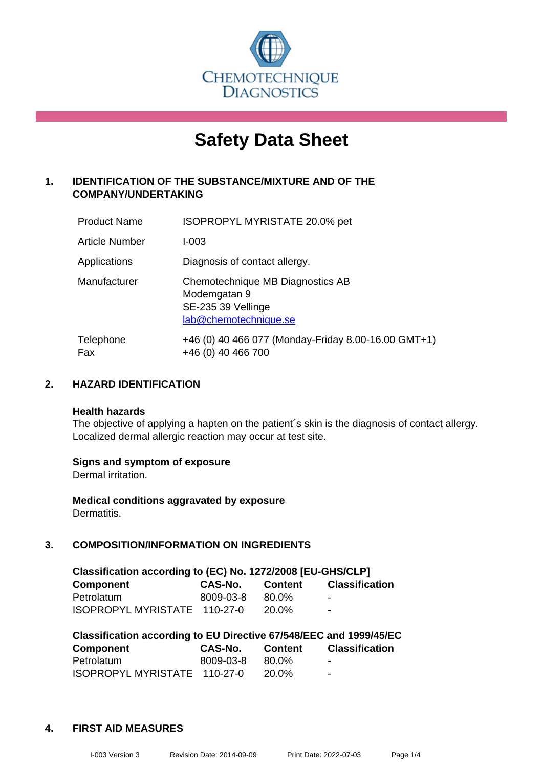CHEMOTECHNIQUE DIAGNOSTICS

# Safety Data Sheet

## 1. IDENTIFICATION OF THE SUBSTANCE/MIXTURE AND OF THE COMPANY/UNDERTAKING

| | |
|---|---|
| Product Name | ISOPROPYL MYRISTATE 20.0% pet |
| Article Number | I-003 |
| Applications | Diagnosis of contact allergy. |
| Manufacturer | Chemotechnique MB Diagnostics AB<br>Modemgatan 9<br>SE-235 39 Vellinge<br>lab@chemotechnique.se |
| Telephone<br>Fax | +46 (0) 40 466 077 (Monday-Friday 8.00-16.00 GMT+1)<br>+46 (0) 40 466 700 |

## 2. HAZARD IDENTIFICATION

**Health hazards**
The objective of applying a hapten on the patient´s skin is the diagnosis of contact allergy. Localized dermal allergic reaction may occur at test site.

**Signs and symptom of exposure**
Dermal irritation.

**Medical conditions aggravated by exposure**
Dermatitis.

## 3. COMPOSITION/INFORMATION ON INGREDIENTS

**Classification according to (EC) No. 1272/2008 [EU-GHS/CLP]**

| Component | CAS-No. | Content | Classification |
|---|---|---|---|
| Petrolatum | 8009-03-8 | 80.0% | - |
| ISOPROPYL MYRISTATE | 110-27-0 | 20.0% | - |

**Classification according to EU Directive 67/548/EEC and 1999/45/EC**

| Component | CAS-No. | Content | Classification |
|---|---|---|---|
| Petrolatum | 8009-03-8 | 80.0% | - |
| ISOPROPYL MYRISTATE | 110-27-0 | 20.0% | - |

## 4. FIRST AID MEASURES

I-003 Version 3 Revision Date: 2014-09-09 Print Date: 2022-07-03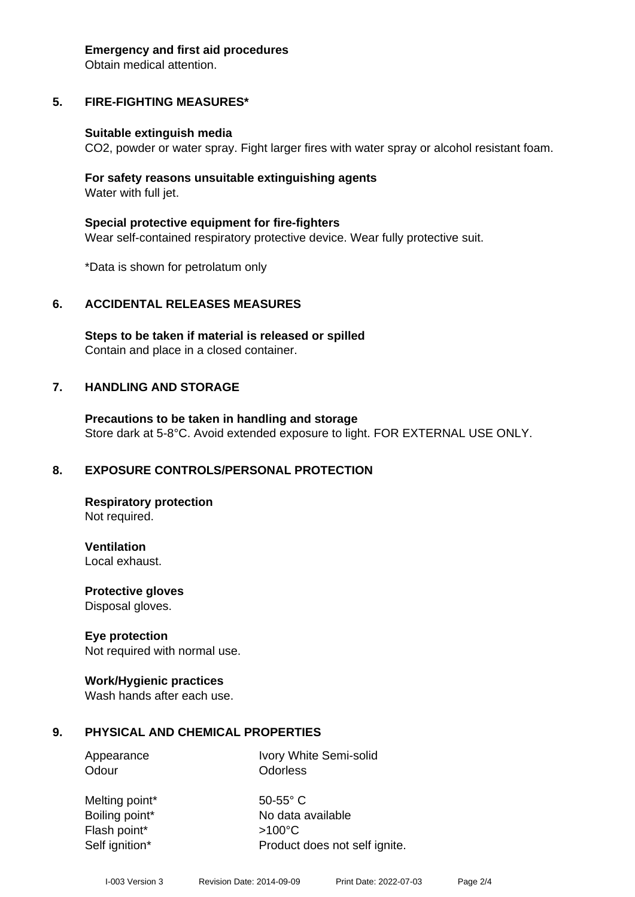**Emergency and first aid procedures**
Obtain medical attention.

## 5. FIRE-FIGHTING MEASURES*

**Suitable extinguish media**
$CO_2$, powder or water spray. Fight larger fires with water spray or alcohol resistant foam.

**For safety reasons unsuitable extinguishing agents**
Water with full jet.

**Special protective equipment for fire-fighters**
Wear self-contained respiratory protective device. Wear fully protective suit.

*Data is shown for petrolatum only

## 6. ACCIDENTAL RELEASES MEASURES

**Steps to be taken if material is released or spilled**
Contain and place in a closed container.

## 7. HANDLING AND STORAGE

**Precautions to be taken in handling and storage**
Store dark at 5-8°C. Avoid extended exposure to light. FOR EXTERNAL USE ONLY.

## 8. EXPOSURE CONTROLS/PERSONAL PROTECTION

**Respiratory protection**
Not required.

**Ventilation**
Local exhaust.

**Protective gloves**
Disposal gloves.

**Eye protection**
Not required with normal use.

**Work/Hygienic practices**
Wash hands after each use.

## 9. PHYSICAL AND CHEMICAL PROPERTIES

| | |
|---|---|
| Appearance | Ivory White Semi-solid |
| Odour | Odorless |
| Melting point* | 50-55° C |
| Boiling point* | No data available |
| Flash point* | >100°C |
| Self ignition* | Product does not self ignite. |

I-003 Version 3 Revision Date: 2014-09-09 Print Date: 2022-07-03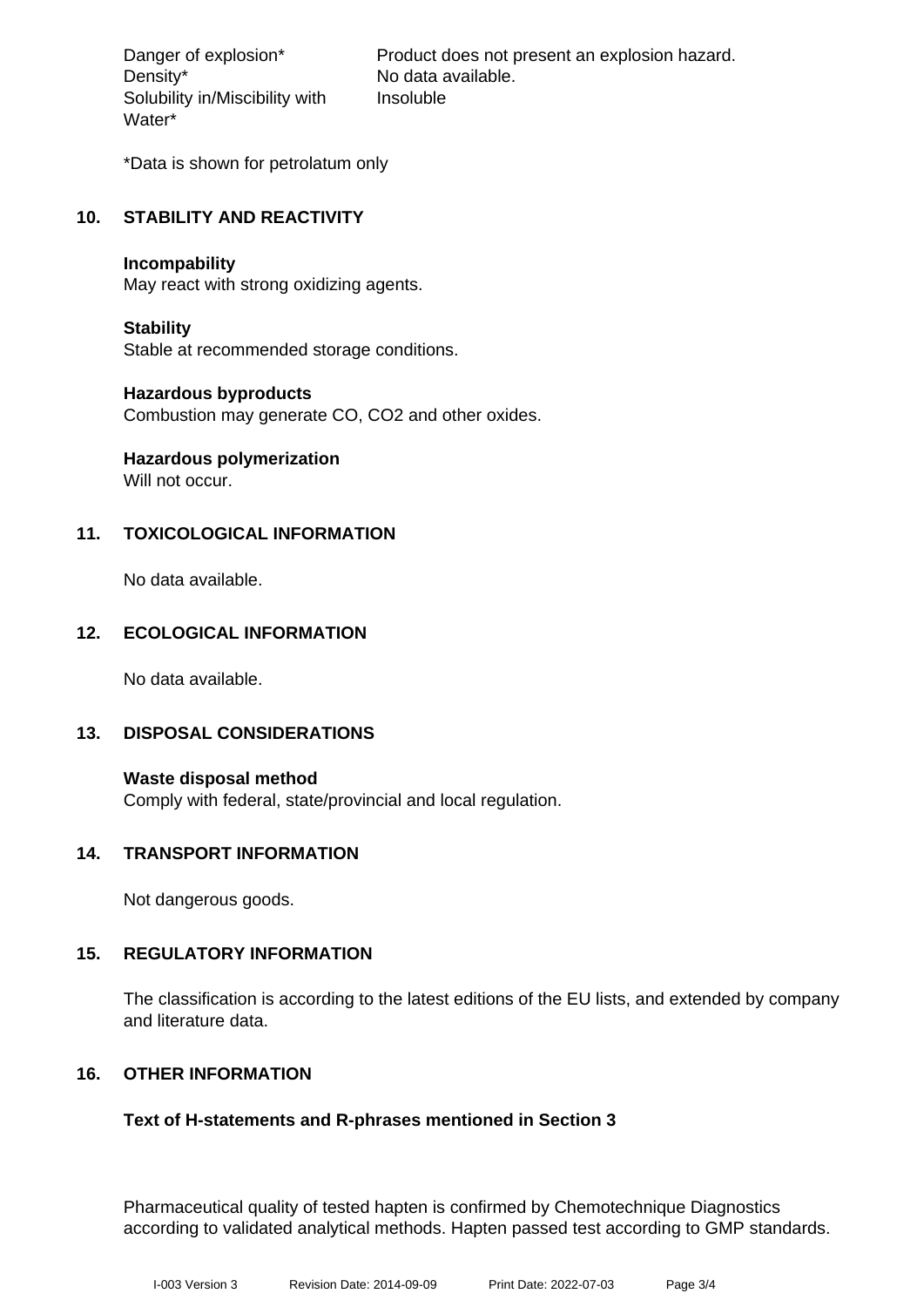| | |
|---|---|
| Danger of explosion* | Product does not present an explosion hazard. |
| Density* | No data available. |
| Solubility in/Miscibility with Water* | Insoluble |

*Data is shown for petrolatum only

## 10. STABILITY AND REACTIVITY

**Incompability**
May react with strong oxidizing agents.

**Stability**
Stable at recommended storage conditions.

**Hazardous byproducts**
Combustion may generate CO, $CO_2$ and other oxides.

**Hazardous polymerization**
Will not occur.

## 11. TOXICOLOGICAL INFORMATION

No data available.

## 12. ECOLOGICAL INFORMATION

No data available.

## 13. DISPOSAL CONSIDERATIONS

**Waste disposal method**
Comply with federal, state/provincial and local regulation.

## 14. TRANSPORT INFORMATION

Not dangerous goods.

## 15. REGULATORY INFORMATION

The classification is according to the latest editions of the EU lists, and extended by company and literature data.

## 16. OTHER INFORMATION

**Text of H-statements and R-phrases mentioned in Section 3**

Pharmaceutical quality of tested hapten is confirmed by Chemotechnique Diagnostics according to validated analytical methods. Hapten passed test according to GMP standards.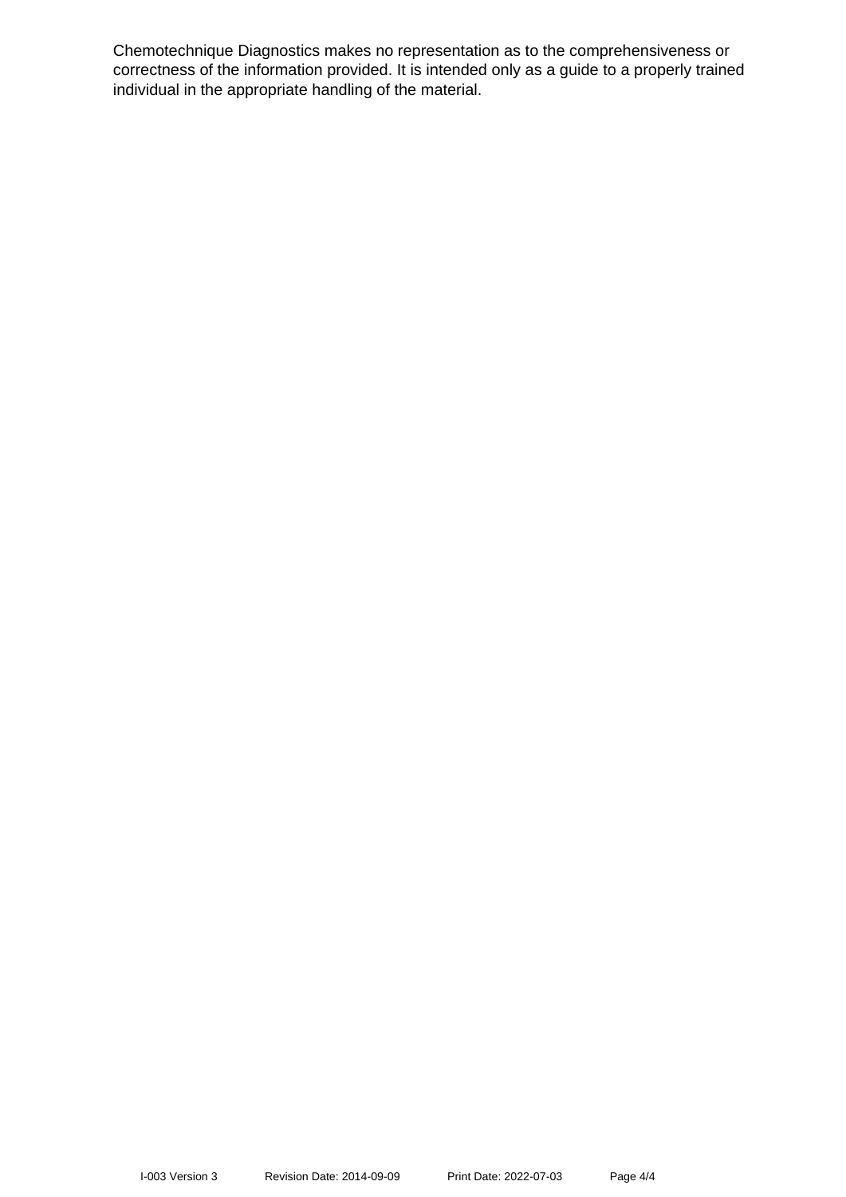Chemotechnique Diagnostics makes no representation as to the comprehensiveness or correctness of the information provided. It is intended only as a guide to a properly trained individual in the appropriate handling of the material.